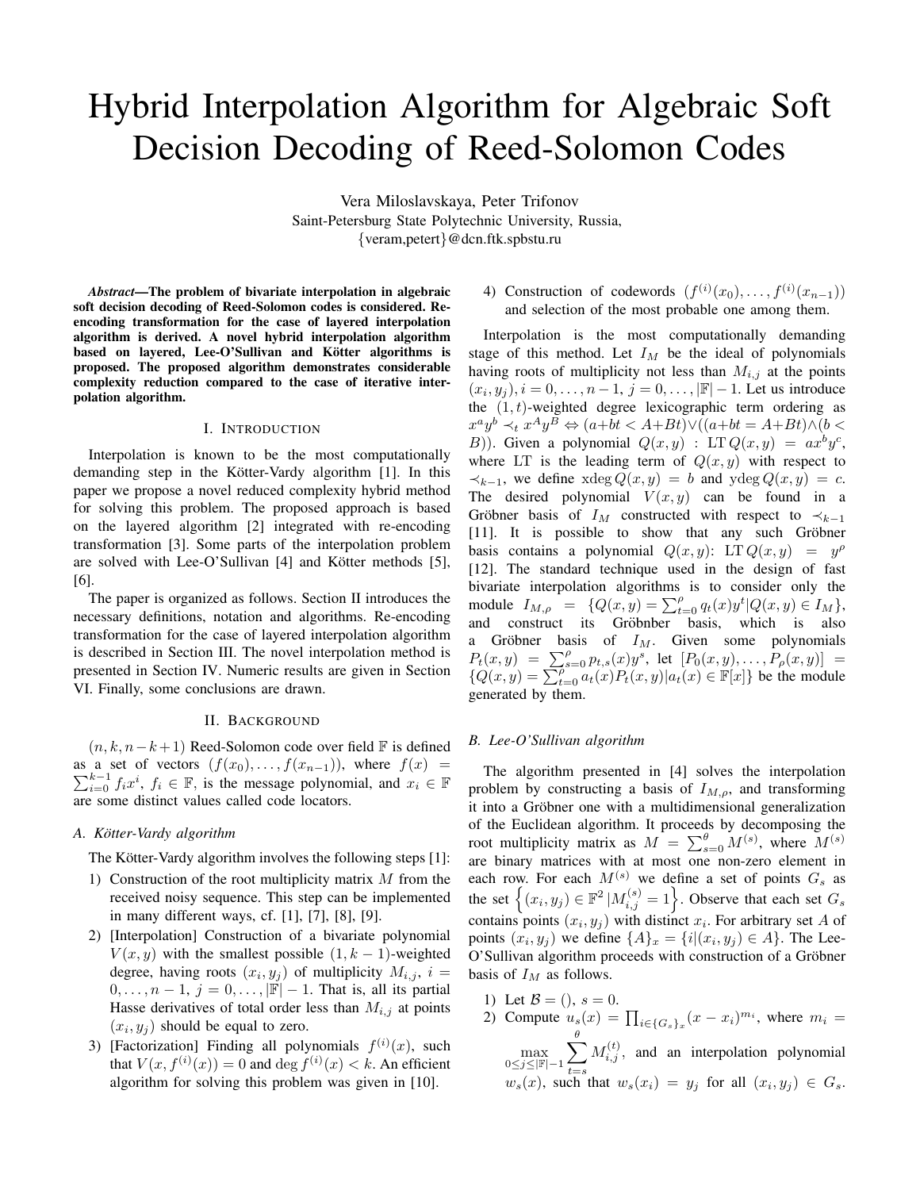# Hybrid Interpolation Algorithm for Algebraic Soft Decision Decoding of Reed-Solomon Codes

Vera Miloslavskaya, Peter Trifonov
Saint-Petersburg State Polytechnic University, Russia,
{veram,petert}@dcn.ftk.spbstu.ru

***Abstract*—The problem of bivariate interpolation in algebraic soft decision decoding of Reed-Solomon codes is considered. Re-encoding transformation for the case of layered interpolation algorithm is derived. A novel hybrid interpolation algorithm based on layered, Lee-O'Sullivan and Kötter algorithms is proposed. The proposed algorithm demonstrates considerable complexity reduction compared to the case of iterative interpolation algorithm.**

## I. Introduction

Interpolation is known to be the most computationally demanding step in the Kötter-Vardy algorithm [1]. In this paper we propose a novel reduced complexity hybrid method for solving this problem. The proposed approach is based on the layered algorithm [2] integrated with re-encoding transformation [3]. Some parts of the interpolation problem are solved with Lee-O'Sullivan [4] and Kötter methods [5], [6].

The paper is organized as follows. Section II introduces the necessary definitions, notation and algorithms. Re-encoding transformation for the case of layered interpolation algorithm is described in Section III. The novel interpolation method is presented in Section IV. Numeric results are given in Section VI. Finally, some conclusions are drawn.

## II. Background

$(n, k, n-k+1)$ Reed-Solomon code over field $\mathbb{F}$ is defined as a set of vectors $(f(x_0), \dots, f(x_{n-1}))$, where $f(x) = \sum_{i=0}^{k-1} f_i x^i$, $f_i \in \mathbb{F}$, is the message polynomial, and $x_i \in \mathbb{F}$ are some distinct values called code locators.

### A. Kötter-Vardy algorithm

The Kötter-Vardy algorithm involves the following steps [1]:

1) Construction of the root multiplicity matrix $M$ from the received noisy sequence. This step can be implemented in many different ways, cf. [1], [7], [8], [9].
2) [Interpolation] Construction of a bivariate polynomial $V(x, y)$ with the smallest possible $(1, k-1)$-weighted degree, having roots $(x_i, y_j)$ of multiplicity $M_{i,j}$, $i = 0, \dots, n-1$, $j = 0, \dots, |\mathbb{F}|-1$. That is, all its partial Hasse derivatives of total order less than $M_{i,j}$ at points $(x_i, y_j)$ should be equal to zero.
3) [Factorization] Finding all polynomials $f^{(i)}(x)$, such that $V(x, f^{(i)}(x)) = 0$ and $\deg f^{(i)}(x) < k$. An efficient algorithm for solving this problem was given in [10].
4) Construction of codewords $(f^{(i)}(x_0), \dots, f^{(i)}(x_{n-1}))$ and selection of the most probable one among them.

Interpolation is the most computationally demanding stage of this method. Let $I_M$ be the ideal of polynomials having roots of multiplicity not less than $M_{i,j}$ at the points $(x_i, y_j)$, $i = 0, \dots, n-1$, $j = 0, \dots, |\mathbb{F}|-1$. Let us introduce the $(1, t)$-weighted degree lexicographic term ordering as $x^a y^b \prec_t x^A y^B \Leftrightarrow (a+bt < A+Bt) \vee ((a+bt = A+Bt) \wedge (b < B))$. Given a polynomial $Q(x, y)$ : $\operatorname{LT} Q(x, y) = a x^b y^c$, where LT is the leading term of $Q(x, y)$ with respect to $\prec_{k-1}$, we define $\operatorname{xdeg} Q(x, y) = b$ and $\operatorname{ydeg} Q(x, y) = c$. The desired polynomial $V(x, y)$ can be found in a Gröbner basis of $I_M$ constructed with respect to $\prec_{k-1}$ [11]. It is possible to show that any such Gröbner basis contains a polynomial $Q(x, y)$: $\operatorname{LT} Q(x, y) = y^\rho$ [12]. The standard technique used in the design of fast bivariate interpolation algorithms is to consider only the module $I_{M,\rho} = \{Q(x, y) = \sum_{t=0}^{\rho} q_t(x) y^t | Q(x, y) \in I_M\}$, and construct its Gröbnber basis, which is also a Gröbner basis of $I_M$. Given some polynomials $P_t(x, y) = \sum_{s=0}^{\rho} p_{t,s}(x) y^s$, let $[P_0(x, y), \dots, P_\rho(x, y)] = \{Q(x, y) = \sum_{t=0}^{\rho} a_t(x) P_t(x, y) | a_t(x) \in \mathbb{F}[x]\}$ be the module generated by them.

### B. Lee-O'Sullivan algorithm

The algorithm presented in [4] solves the interpolation problem by constructing a basis of $I_{M,\rho}$, and transforming it into a Gröbner one with a multidimensional generalization of the Euclidean algorithm. It proceeds by decomposing the root multiplicity matrix as $M = \sum_{s=0}^{\theta} M^{(s)}$, where $M^{(s)}$ are binary matrices with at most one non-zero element in each row. For each $M^{(s)}$ we define a set of points $G_s$ as the set $\left\{(x_i, y_j) \in \mathbb{F}^2 | M^{(s)}_{i,j} = 1\right\}$. Observe that each set $G_s$ contains points $(x_i, y_j)$ with distinct $x_i$. For arbitrary set $A$ of points $(x_i, y_j)$ we define $\{A\}_x = \{i | (x_i, y_j) \in A\}$. The Lee-O'Sullivan algorithm proceeds with construction of a Gröbner basis of $I_M$ as follows.

1) Let $\mathcal{B} = ()$, $s = 0$.
2) Compute $u_s(x) = \prod_{i \in \{G_s\}_x} (x - x_i)^{m_i}$, where $m_i = \max_{0 \le j \le |\mathbb{F}|-1} \sum_{t=s}^{\theta} M^{(t)}_{i,j}$, and an interpolation polynomial $w_s(x)$, such that $w_s(x_i) = y_j$ for all $(x_i, y_j) \in G_s$.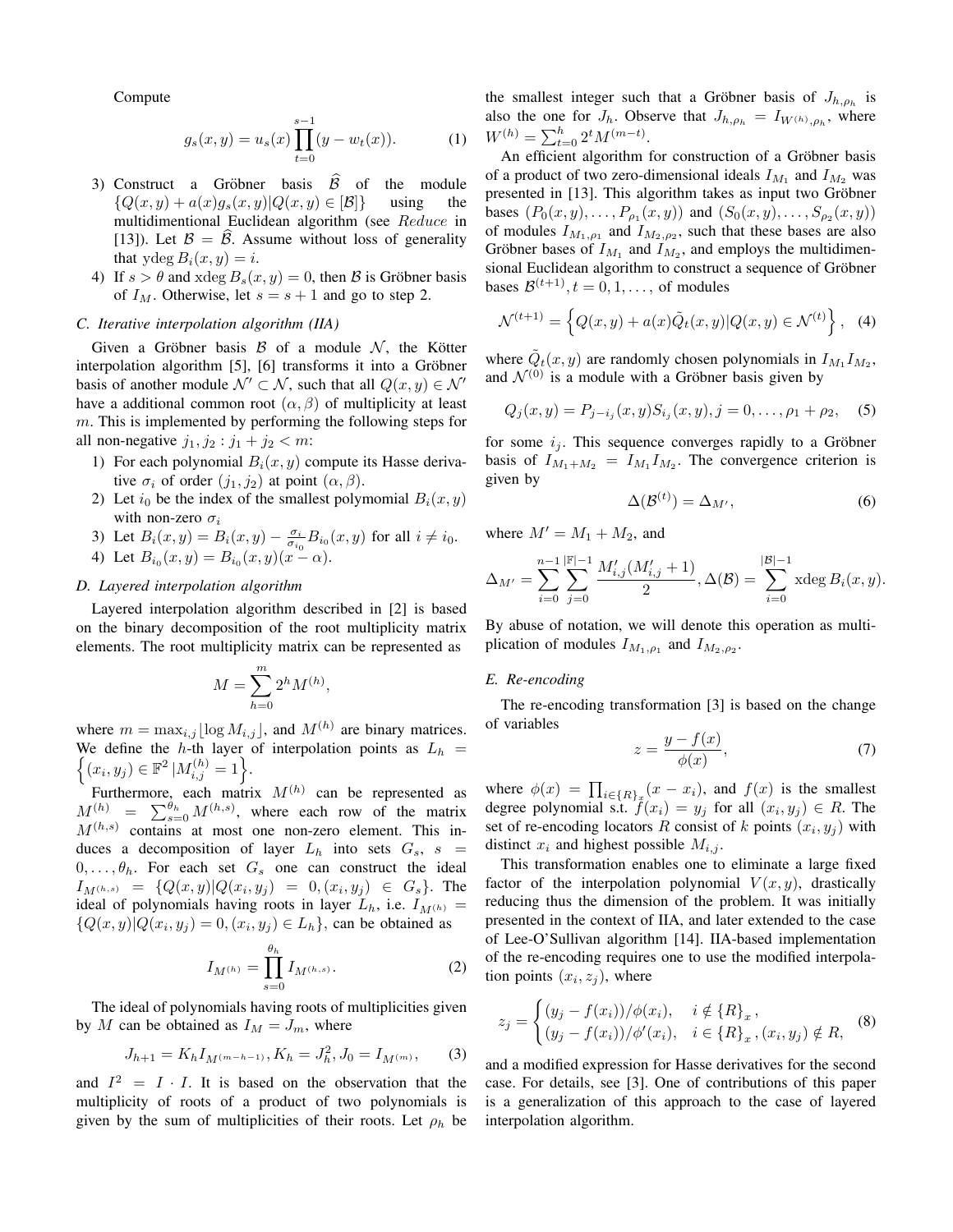Compute

$$g_s(x,y) = u_s(x)\prod_{t=0}^{s-1}(y - w_t(x)). \quad (1)$$

3) Construct a Gröbner basis $\widehat{\mathcal{B}}$ of the module $\{Q(x,y) + a(x)g_s(x,y)|Q(x,y) \in [\mathcal{B}]\}$ using the multidimentional Euclidean algorithm (see *Reduce* in [13]). Let $\mathcal{B} = \widehat{\mathcal{B}}$. Assume without loss of generality that $\text{ydeg}\, B_i(x,y) = i$.
4) If $s > \theta$ and $\text{xdeg}\, B_s(x,y) = 0$, then $\mathcal{B}$ is Gröbner basis of $I_M$. Otherwise, let $s = s+1$ and go to step 2.

### C. Iterative interpolation algorithm (IIA)

Given a Gröbner basis $\mathcal{B}$ of a module $\mathcal{N}$, the Kötter interpolation algorithm [5], [6] transforms it into a Gröbner basis of another module $\mathcal{N}' \subset \mathcal{N}$, such that all $Q(x,y) \in \mathcal{N}'$ have a additional common root $(\alpha, \beta)$ of multiplicity at least $m$. This is implemented by performing the following steps for all non-negative $j_1, j_2 : j_1 + j_2 < m$:

1) For each polynomial $B_i(x,y)$ compute its Hasse derivative $\sigma_i$ of order $(j_1, j_2)$ at point $(\alpha, \beta)$.
2) Let $i_0$ be the index of the smallest polymomial $B_i(x,y)$ with non-zero $\sigma_i$
3) Let $B_i(x,y) = B_i(x,y) - \frac{\sigma_i}{\sigma_{i_0}} B_{i_0}(x,y)$ for all $i \neq i_0$.
4) Let $B_{i_0}(x,y) = B_{i_0}(x,y)(x - \alpha)$.

### D. Layered interpolation algorithm

Layered interpolation algorithm described in [2] is based on the binary decomposition of the root multiplicity matrix elements. The root multiplicity matrix can be represented as

$$M = \sum_{h=0}^{m} 2^h M^{(h)},$$

where $m = \max_{i,j} \lfloor \log M_{i,j} \rfloor$, and $M^{(h)}$ are binary matrices. We define the $h$-th layer of interpolation points as $L_h = \left\{(x_i, y_j) \in \mathbb{F}^2 \,|M_{i,j}^{(h)} = 1\right\}$.

Furthermore, each matrix $M^{(h)}$ can be represented as $M^{(h)} = \sum_{s=0}^{\theta_h} M^{(h,s)}$, where each row of the matrix $M^{(h,s)}$ contains at most one non-zero element. This induces a decomposition of layer $L_h$ into sets $G_s$, $s = 0, \ldots, \theta_h$. For each set $G_s$ one can construct the ideal $I_{M^{(h,s)}} = \{Q(x,y)|Q(x_i, y_j) = 0, (x_i, y_j) \in G_s\}$. The ideal of polynomials having roots in layer $L_h$, i.e. $I_{M^{(h)}} = \{Q(x,y)|Q(x_i,y_j) = 0, (x_i,y_j) \in L_h\}$, can be obtained as

$$I_{M^{(h)}} = \prod_{s=0}^{\theta_h} I_{M^{(h,s)}}. \quad (2)$$

The ideal of polynomials having roots of multiplicities given by $M$ can be obtained as $I_M = J_m$, where

$$J_{h+1} = K_h I_{M^{(m-h-1)}}, K_h = J_h^2, J_0 = I_{M^{(m)}}, \quad (3)$$

and $I^2 = I \cdot I$. It is based on the observation that the multiplicity of roots of a product of two polynomials is given by the sum of multiplicities of their roots. Let $\rho_h$ be the smallest integer such that a Gröbner basis of $J_{h,\rho_h}$ is also the one for $J_h$. Observe that $J_{h,\rho_h} = I_{W^{(h)},\rho_h}$, where $W^{(h)} = \sum_{t=0}^{h} 2^t M^{(m-t)}$.

An efficient algorithm for construction of a Gröbner basis of a product of two zero-dimensional ideals $I_{M_1}$ and $I_{M_2}$ was presented in [13]. This algorithm takes as input two Gröbner bases $(P_0(x,y), \ldots, P_{\rho_1}(x,y))$ and $(S_0(x,y), \ldots, S_{\rho_2}(x,y))$ of modules $I_{M_1,\rho_1}$ and $I_{M_2,\rho_2}$, such that these bases are also Gröbner bases of $I_{M_1}$ and $I_{M_2}$, and employs the multidimensional Euclidean algorithm to construct a sequence of Gröbner bases $\mathcal{B}^{(t+1)}, t = 0, 1, \ldots,$ of modules

$$\mathcal{N}^{(t+1)} = \left\{Q(x,y) + a(x)\tilde{Q}_t(x,y)|Q(x,y) \in \mathcal{N}^{(t)}\right\}, \quad (4)$$

where $\tilde{Q}_t(x,y)$ are randomly chosen polynomials in $I_{M_1}I_{M_2}$, and $\mathcal{N}^{(0)}$ is a module with a Gröbner basis given by

$$Q_j(x,y) = P_{j-i_j}(x,y)S_{i_j}(x,y), j = 0, \ldots, \rho_1 + \rho_2, \quad (5)$$

for some $i_j$. This sequence converges rapidly to a Gröbner basis of $I_{M_1+M_2} = I_{M_1}I_{M_2}$. The convergence criterion is given by

$$\Delta(\mathcal{B}^{(t)}) = \Delta_{M'}, \quad (6)$$

where $M' = M_1 + M_2$, and

$$\Delta_{M'} = \sum_{i=0}^{n-1}\sum_{j=0}^{|\mathbb{F}|-1} \frac{M'_{i,j}(M'_{i,j}+1)}{2}, \Delta(\mathcal{B}) = \sum_{i=0}^{|\mathcal{B}|-1} \text{xdeg}\, B_i(x,y).$$

By abuse of notation, we will denote this operation as multiplication of modules $I_{M_1,\rho_1}$ and $I_{M_2,\rho_2}$.

### E. Re-encoding

The re-encoding transformation [3] is based on the change of variables

$$z = \frac{y - f(x)}{\phi(x)}, \quad (7)$$

where $\phi(x) = \prod_{i \in \{R\}_x}(x - x_i)$, and $f(x)$ is the smallest degree polynomial s.t. $f(x_i) = y_j$ for all $(x_i, y_j) \in R$. The set of re-encoding locators $R$ consist of $k$ points $(x_i, y_j)$ with distinct $x_i$ and highest possible $M_{i,j}$.

This transformation enables one to eliminate a large fixed factor of the interpolation polynomial $V(x,y)$, drastically reducing thus the dimension of the problem. It was initially presented in the context of IIA, and later extended to the case of Lee-O'Sullivan algorithm [14]. IIA-based implementation of the re-encoding requires one to use the modified interpolation points $(x_i, z_j)$, where

$$z_j = \begin{cases} (y_j - f(x_i))/\phi(x_i), & i \notin \{R\}_x\,, \\ (y_j - f(x_i))/\phi'(x_i), & i \in \{R\}_x\,, (x_i, y_j) \notin R, \end{cases} \quad (8)$$

and a modified expression for Hasse derivatives for the second case. For details, see [3]. One of contributions of this paper is a generalization of this approach to the case of layered interpolation algorithm.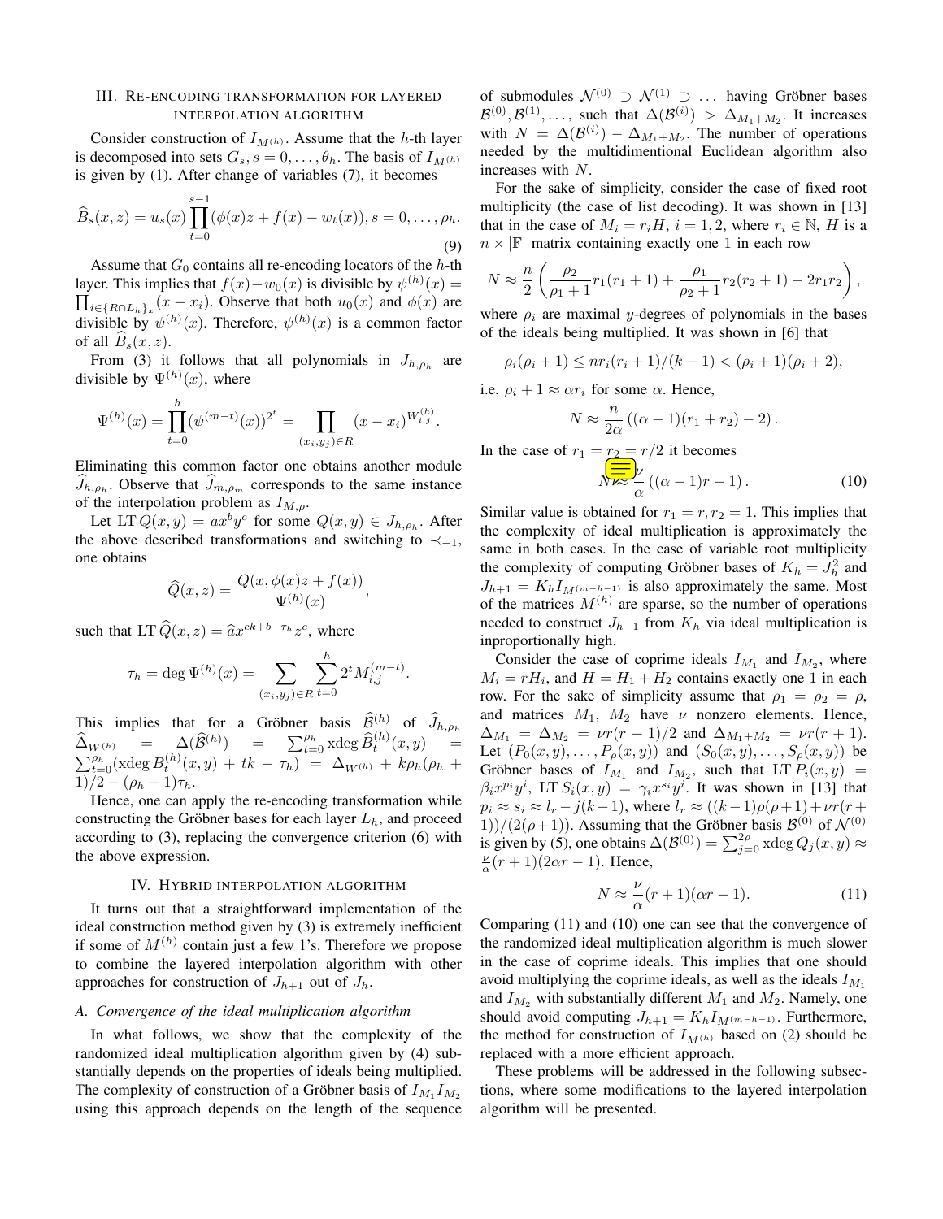## III. Re-encoding transformation for layered interpolation algorithm

Consider construction of $I_{M^{(h)}}$. Assume that the $h$-th layer is decomposed into sets $G_s, s = 0, \ldots, \theta_h$. The basis of $I_{M^{(h)}}$ is given by (1). After change of variables (7), it becomes

$$\widehat{B}_s(x,z) = u_s(x) \prod_{t=0}^{s-1} (\phi(x)z + f(x) - w_t(x)), s = 0, \ldots, \rho_h. \tag{9}$$

Assume that $G_0$ contains all re-encoding locators of the $h$-th layer. This implies that $f(x) - w_0(x)$ is divisible by $\psi^{(h)}(x) = \prod_{i \in \{R \cap L_h\}_x} (x - x_i)$. Observe that both $u_0(x)$ and $\phi(x)$ are divisible by $\psi^{(h)}(x)$. Therefore, $\psi^{(h)}(x)$ is a common factor of all $\widehat{B}_s(x,z)$.

From (3) it follows that all polynomials in $J_{h,\rho_h}$ are divisible by $\Psi^{(h)}(x)$, where

$$\Psi^{(h)}(x) = \prod_{t=0}^{h} (\psi^{(m-t)}(x))^{2^t} = \prod_{(x_i,y_j) \in R} (x - x_i)^{W_{i,j}^{(h)}}.$$

Eliminating this common factor one obtains another module $\widehat{J}_{h,\rho_h}$. Observe that $\widehat{J}_{m,\rho_m}$ corresponds to the same instance of the interpolation problem as $I_{M,\rho}$.

Let $\operatorname{LT} Q(x,y) = a x^b y^c$ for some $Q(x,y) \in J_{h,\rho_h}$. After the above described transformations and switching to $\prec_{-1}$, one obtains

$$\widehat{Q}(x,z) = \frac{Q(x, \phi(x)z + f(x))}{\Psi^{(h)}(x)},$$

such that $\operatorname{LT} \widehat{Q}(x,z) = \widehat{a} x^{ck+b-\tau_h} z^c$, where

$$\tau_h = \deg \Psi^{(h)}(x) = \sum_{(x_i,y_j) \in R} \sum_{t=0}^{h} 2^t M_{i,j}^{(m-t)}.$$

This implies that for a Gröbner basis $\widehat{\mathcal{B}}^{(h)}$ of $\widehat{J}_{h,\rho_h}$ $\widehat{\Delta}_{W^{(h)}} = \Delta(\widehat{\mathcal{B}}^{(h)}) = \sum_{t=0}^{\rho_h} \operatorname{xdeg} \widehat{B}_t^{(h)}(x,y) = \sum_{t=0}^{\rho_h} (\operatorname{xdeg} B_t^{(h)}(x,y) + tk - \tau_h) = \Delta_{W^{(h)}} + k\rho_h(\rho_h+1)/2 - (\rho_h+1)\tau_h$.

Hence, one can apply the re-encoding transformation while constructing the Gröbner bases for each layer $L_h$, and proceed according to (3), replacing the convergence criterion (6) with the above expression.

## IV. Hybrid interpolation algorithm

It turns out that a straightforward implementation of the ideal construction method given by (3) is extremely inefficient if some of $M^{(h)}$ contain just a few 1's. Therefore we propose to combine the layered interpolation algorithm with other approaches for construction of $J_{h+1}$ out of $J_h$.

### A. Convergence of the ideal multiplication algorithm

In what follows, we show that the complexity of the randomized ideal multiplication algorithm given by (4) substantially depends on the properties of ideals being multiplied. The complexity of construction of a Gröbner basis of $I_{M_1} I_{M_2}$ using this approach depends on the length of the sequence of submodules $\mathcal{N}^{(0)} \supset \mathcal{N}^{(1)} \supset \ldots$ having Gröbner bases $\mathcal{B}^{(0)}, \mathcal{B}^{(1)}, \ldots$, such that $\Delta(\mathcal{B}^{(i)}) > \Delta_{M_1+M_2}$. It increases with $N = \Delta(\mathcal{B}^{(i)}) - \Delta_{M_1+M_2}$. The number of operations needed by the multidimensional Euclidean algorithm also increases with $N$.

For the sake of simplicity, consider the case of fixed root multiplicity (the case of list decoding). It was shown in [13] that in the case of $M_i = r_i H$, $i = 1, 2$, where $r_i \in \mathbb{N}$, $H$ is a $n \times |\mathbb{F}|$ matrix containing exactly one 1 in each row

$$N \approx \frac{n}{2} \left( \frac{\rho_2}{\rho_1 + 1} r_1(r_1+1) + \frac{\rho_1}{\rho_2+1} r_2(r_2+1) - 2r_1 r_2 \right),$$

where $\rho_i$ are maximal $y$-degrees of polynomials in the bases of the ideals being multiplied. It was shown in [6] that

$$\rho_i(\rho_i + 1) \leq n r_i(r_i+1)/(k-1) < (\rho_i+1)(\rho_i+2),$$

i.e. $\rho_i + 1 \approx \alpha r_i$ for some $\alpha$. Hence,

$$N \approx \frac{n}{2\alpha} \left( (\alpha - 1)(r_1 + r_2) - 2 \right).$$

In the case of $r_1 = r_2 = r/2$ it becomes

$$N \approx \frac{\nu}{\alpha} \left( (\alpha - 1) r - 1 \right). \tag{10}$$

Similar value is obtained for $r_1 = r, r_2 = 1$. This implies that the complexity of ideal multiplication is approximately the same in both cases. In the case of variable root multiplicity the complexity of computing Gröbner bases of $K_h = J_h^2$ and $J_{h+1} = K_h I_{M^{(m-h-1)}}$ is also approximately the same. Most of the matrices $M^{(h)}$ are sparse, so the number of operations needed to construct $J_{h+1}$ from $K_h$ via ideal multiplication is inproportionally high.

Consider the case of coprime ideals $I_{M_1}$ and $I_{M_2}$, where $M_i = r H_i$, and $H = H_1 + H_2$ contains exactly one 1 in each row. For the sake of simplicity assume that $\rho_1 = \rho_2 = \rho$, and matrices $M_1$, $M_2$ have $\nu$ nonzero elements. Hence, $\Delta_{M_1} = \Delta_{M_2} = \nu r(r+1)/2$ and $\Delta_{M_1+M_2} = \nu r(r+1)$. Let $(P_0(x,y), \ldots, P_\rho(x,y))$ and $(S_0(x,y), \ldots, S_\rho(x,y))$ be Gröbner bases of $I_{M_1}$ and $I_{M_2}$, such that $\operatorname{LT} P_i(x,y) = \beta_i x^{p_i} y^i$, $\operatorname{LT} S_i(x,y) = \gamma_i x^{s_i} y^i$. It was shown in [13] that $p_i \approx s_i \approx l_r - j(k-1)$, where $l_r \approx ((k-1)\rho(\rho+1) + \nu r(r+1))/(2(\rho+1))$. Assuming that the Gröbner basis $\mathcal{B}^{(0)}$ of $\mathcal{N}^{(0)}$ is given by (5), one obtains $\Delta(\mathcal{B}^{(0)}) = \sum_{j=0}^{2\rho} \operatorname{xdeg} Q_j(x,y) \approx \frac{\nu}{\alpha}(r+1)(2\alpha r - 1)$. Hence,

$$N \approx \frac{\nu}{\alpha}(r+1)(\alpha r - 1). \tag{11}$$

Comparing (11) and (10) one can see that the convergence of the randomized ideal multiplication algorithm is much slower in the case of coprime ideals. This implies that one should avoid multiplying the coprime ideals, as well as the ideals $I_{M_1}$ and $I_{M_2}$ with substantially different $M_1$ and $M_2$. Namely, one should avoid computing $J_{h+1} = K_h I_{M^{(m-h-1)}}$. Furthermore, the method for construction of $I_{M^{(h)}}$ based on (2) should be replaced with a more efficient approach.

These problems will be addressed in the following subsections, where some modifications to the layered interpolation algorithm will be presented.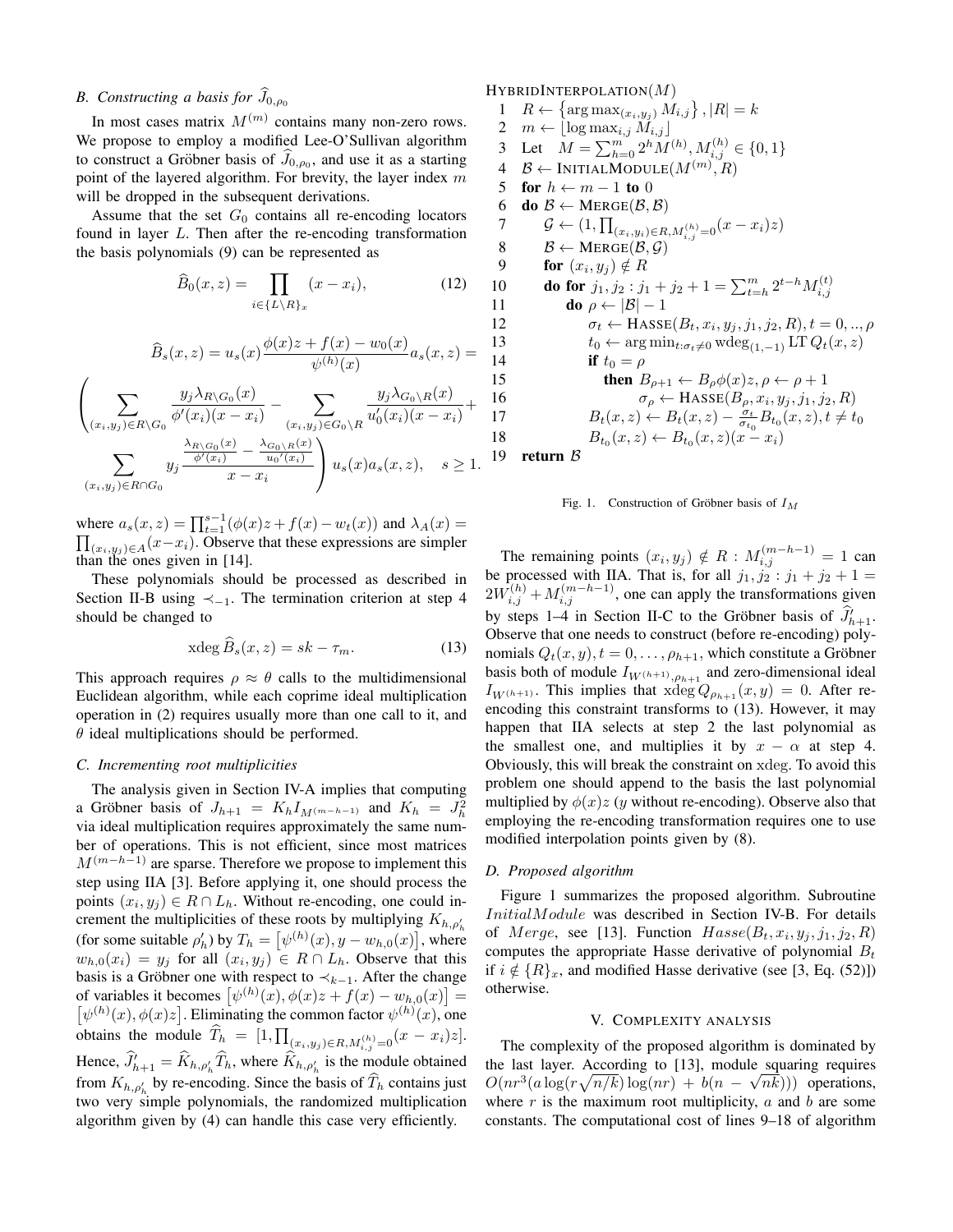### B. Constructing a basis for $\widehat{J}_{0,\rho_0}$

In most cases matrix $M^{(m)}$ contains many non-zero rows. We propose to employ a modified Lee-O'Sullivan algorithm to construct a Gröbner basis of $\widehat{J}_{0,\rho_0}$, and use it as a starting point of the layered algorithm. For brevity, the layer index $m$ will be dropped in the subsequent derivations.

Assume that the set $G_0$ contains all re-encoding locators found in layer $L$. Then after the re-encoding transformation the basis polynomials (9) can be represented as

$$\widehat{B}_0(x,z) = \prod_{i\in\{L\setminus R\}_x}(x-x_i), \tag{12}$$

$$\widehat{B}_s(x,z) = u_s(x)\frac{\phi(x)z+f(x)-w_0(x)}{\psi^{(h)}(x)}a_s(x,z) = \left(\sum_{(x_i,y_j)\in R\setminus G_0}\frac{y_j\lambda_{R\setminus G_0}(x)}{\phi'(x_i)(x-x_i)} - \sum_{(x_i,y_j)\in G_0\setminus R}\frac{y_j\lambda_{G_0\setminus R}(x)}{u_0'(x_i)(x-x_i)} + \sum_{(x_i,y_j)\in R\cap G_0} y_j\frac{\frac{\lambda_{R\setminus G_0}(x)}{\phi'(x_i)}-\frac{\lambda_{G_0\setminus R}(x)}{u_0'(x_i)}}{x-x_i}\right)u_s(x)a_s(x,z), \quad s\geq 1.$$

where $a_s(x,z)=\prod_{t=1}^{s-1}(\phi(x)z+f(x)-w_t(x))$ and $\lambda_A(x)=\prod_{(x_i,y_j)\in A}(x-x_i)$. Observe that these expressions are simpler than the ones given in [14].

These polynomials should be processed as described in Section II-B using $\prec_{-1}$. The termination criterion at step 4 should be changed to

$$\operatorname{xdeg}\widehat{B}_s(x,z) = sk-\tau_m. \tag{13}$$

This approach requires $\rho\approx\theta$ calls to the multidimensional Euclidean algorithm, while each coprime ideal multiplication operation in (2) requires usually more than one call to it, and $\theta$ ideal multiplications should be performed.

### C. Incrementing root multiplicities

The analysis given in Section IV-A implies that computing a Gröbner basis of $J_{h+1}=K_hI_{M^{(m-h-1)}}$ and $K_h=J_h^2$ via ideal multiplication requires approximately the same number of operations. This is not efficient, since most matrices $M^{(m-h-1)}$ are sparse. Therefore we propose to implement this step using IIA [3]. Before applying it, one should process the points $(x_i,y_j)\in R\cap L_h$. Without re-encoding, one could increment the multiplicities of these roots by multiplying $K_{h,\rho_h'}$ (for some suitable $\rho_h'$) by $T_h=\left[\psi^{(h)}(x), y-w_{h,0}(x)\right]$, where $w_{h,0}(x_i)=y_j$ for all $(x_i,y_j)\in R\cap L_h$. Observe that this basis is a Gröbner one with respect to $\prec_{k-1}$. After the change of variables it becomes $\left[\psi^{(h)}(x),\phi(x)z+f(x)-w_{h,0}(x)\right]=\left[\psi^{(h)}(x),\phi(x)z\right]$. Eliminating the common factor $\psi^{(h)}(x)$, one obtains the module $\widehat{T}_h=[1,\prod_{(x_i,y_j)\in R, M_{i,j}^{(h)}=0}(x-x_i)z]$. Hence, $\widehat{J}_{h+1}'=\widehat{K}_{h,\rho_h'}\widehat{T}_h$, where $\widehat{K}_{h,\rho_h'}$ is the module obtained from $K_{h,\rho_h'}$ by re-encoding. Since the basis of $\widehat{T}_h$ contains just two very simple polynomials, the randomized multiplication algorithm given by (4) can handle this case very efficiently.

```
HybridInterpolation(M)
1  R ← {argmax_(x_i,y_j) M_{i,j}}, |R| = k
2  m ← ⌊log max_{i,j} M_{i,j}⌋
3  Let  M = Σ_{h=0}^{m} 2^h M^(h), M_{i,j}^(h) ∈ {0,1}
4  B ← InitialModule(M^(m), R)
5  for h ← m − 1 to 0
6  do B ← Merge(B, B)
7     G ← (1, Π_{(x_i,y_i)∈R, M_{i,j}^(h)=0} (x − x_i)z)
8     B ← Merge(B, G)
9     for (x_i, y_j) ∉ R
10    do for j_1, j_2 : j_1 + j_2 + 1 = Σ_{t=h}^{m} 2^{t−h} M_{i,j}^(t)
11       do ρ ← |B| − 1
12          σ_t ← Hasse(B_t, x_i, y_j, j_1, j_2, R), t = 0, .., ρ
13          t_0 ← argmin_{t:σ_t≠0} wdeg_(1,−1) LT Q_t(x, z)
14          if t_0 = ρ
15             then B_{ρ+1} ← B_ρ φ(x)z, ρ ← ρ + 1
16                  σ_ρ ← Hasse(B_ρ, x_i, y_j, j_1, j_2, R)
17          B_t(x, z) ← B_t(x, z) − (σ_t/σ_{t_0}) B_{t_0}(x, z), t ≠ t_0
18          B_{t_0}(x, z) ← B_{t_0}(x, z)(x − x_i)
19 return B
```

Fig. 1. Construction of Gröbner basis of $I_M$

The remaining points $(x_i,y_j)\notin R: M_{i,j}^{(m-h-1)}=1$ can be processed with IIA. That is, for all $j_1,j_2: j_1+j_2+1=2W_{i,j}^{(h)}+M_{i,j}^{(m-h-1)}$, one can apply the transformations given by steps 1–4 in Section II-C to the Gröbner basis of $\widehat{J}_{h+1}'$. Observe that one needs to construct (before re-encoding) polynomials $Q_t(x,y), t=0,\ldots,\rho_{h+1}$, which constitute a Gröbner basis both of module $I_{W^{(h+1)},\rho_{h+1}}$ and zero-dimensional ideal $I_{W^{(h+1)}}$. This implies that $\operatorname{xdeg}Q_{\rho_{h+1}}(x,y)=0$. After re-encoding this constraint transforms to (13). However, it may happen that IIA selects at step 2 the last polynomial as the smallest one, and multiplies it by $x-\alpha$ at step 4. Obviously, this will break the constraint on $\operatorname{xdeg}$. To avoid this problem one should append to the basis the last polynomial multiplied by $\phi(x)z$ ($y$ without re-encoding). Observe also that employing the re-encoding transformation requires one to use modified interpolation points given by (8).

### D. Proposed algorithm

Figure 1 summarizes the proposed algorithm. Subroutine *InitialModule* was described in Section IV-B. For details of *Merge*, see [13]. Function $Hasse(B_t,x_i,y_j,j_1,j_2,R)$ computes the appropriate Hasse derivative of polynomial $B_t$ if $i\notin\{R\}_x$, and modified Hasse derivative (see [3, Eq. (52)]) otherwise.

## V. Complexity analysis

The complexity of the proposed algorithm is dominated by the last layer. According to [13], module squaring requires $O(nr^3(a\log(r\sqrt{n/k})\log(nr)+b(n-\sqrt{nk})))$ operations, where $r$ is the maximum root multiplicity, $a$ and $b$ are some constants. The computational cost of lines 9–18 of algorithm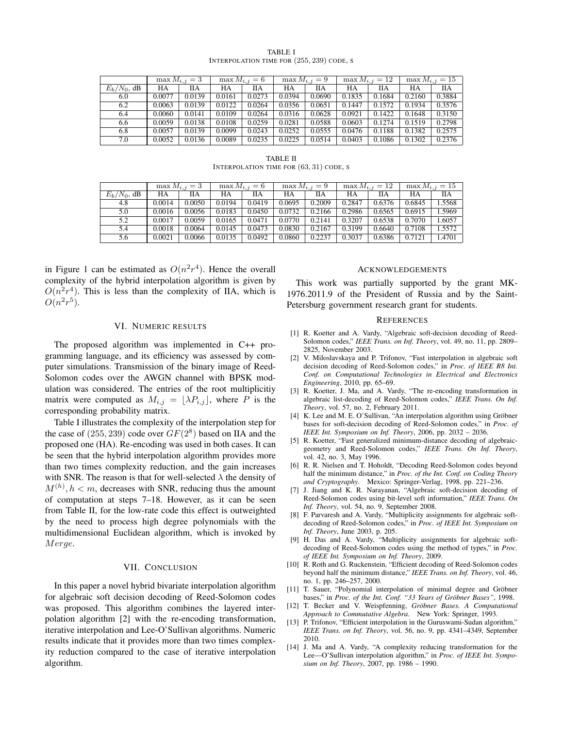TABLE I
INTERPOLATION TIME FOR $(255, 239)$ CODE, S

| | $\max M_{i,j} = 3$ | | $\max M_{i,j} = 6$ | | $\max M_{i,j} = 9$ | | $\max M_{i,j} = 12$ | | $\max M_{i,j} = 15$ | |
|---|---|---|---|---|---|---|---|---|---|---|
| $E_b/N_0$, dB | HA | IIA | HA | IIA | HA | IIA | HA | IIA | HA | IIA |
| 6.0 | 0.0077 | 0.0139 | 0.0161 | 0.0273 | 0.0394 | 0.0690 | 0.1835 | 0.1684 | 0.2160 | 0.3884 |
| 6.2 | 0.0063 | 0.0139 | 0.0122 | 0.0264 | 0.0356 | 0.0651 | 0.1447 | 0.1572 | 0.1934 | 0.3576 |
| 6.4 | 0.0060 | 0.0141 | 0.0109 | 0.0264 | 0.0316 | 0.0628 | 0.0921 | 0.1422 | 0.1648 | 0.3150 |
| 6.6 | 0.0059 | 0.0138 | 0.0108 | 0.0259 | 0.0281 | 0.0588 | 0.0603 | 0.1274 | 0.1519 | 0.2798 |
| 6.8 | 0.0057 | 0.0139 | 0.0099 | 0.0243 | 0.0252 | 0.0555 | 0.0476 | 0.1188 | 0.1382 | 0.2575 |
| 7.0 | 0.0052 | 0.0136 | 0.0089 | 0.0235 | 0.0225 | 0.0514 | 0.0403 | 0.1086 | 0.1302 | 0.2376 |

TABLE II
INTERPOLATION TIME FOR $(63, 31)$ CODE, S

| | $\max M_{i,j} = 3$ | | $\max M_{i,j} = 6$ | | $\max M_{i,j} = 9$ | | $\max M_{i,j} = 12$ | | $\max M_{i,j} = 15$ | |
|---|---|---|---|---|---|---|---|---|---|---|
| $E_b/N_0$, dB | HA | IIA | HA | IIA | HA | IIA | HA | IIA | HA | IIA |
| 4.8 | 0.0014 | 0.0050 | 0.0194 | 0.0419 | 0.0695 | 0.2009 | 0.2847 | 0.6376 | 0.6845 | 1.5568 |
| 5.0 | 0.0016 | 0.0056 | 0.0183 | 0.0450 | 0.0732 | 0.2166 | 0.2986 | 0.6565 | 0.6915 | 1.5969 |
| 5.2 | 0.0017 | 0.0059 | 0.0165 | 0.0471 | 0.0770 | 0.2141 | 0.3207 | 0.6538 | 0.7070 | 1.6057 |
| 5.4 | 0.0018 | 0.0064 | 0.0145 | 0.0473 | 0.0830 | 0.2167 | 0.3199 | 0.6640 | 0.7108 | 1.5572 |
| 5.6 | 0.0021 | 0.0066 | 0.0135 | 0.0492 | 0.0860 | 0.2237 | 0.3037 | 0.6386 | 0.7121 | 1.4701 |

in Figure 1 can be estimated as $O(n^2r^4)$. Hence the overall complexity of the hybrid interpolation algorithm is given by $O(n^2r^4)$. This is less than the complexity of IIA, which is $O(n^2r^5)$.

## VI. NUMERIC RESULTS

The proposed algorithm was implemented in C++ programming language, and its efficiency was assessed by computer simulations. Transmission of the binary image of Reed-Solomon codes over the AWGN channel with BPSK modulation was considered. The entries of the root multiplicitiy matrix were computed as $M_{i,j} = \lfloor \lambda P_{i,j} \rfloor$, where $P$ is the corresponding probability matrix.

Table I illustrates the complexity of the interpolation step for the case of $(255, 239)$ code over $GF(2^8)$ based on IIA and the proposed one (HA). Re-encoding was used in both cases. It can be seen that the hybrid interpolation algorithm provides more than two times complexity reduction, and the gain increases with SNR. The reason is that for well-selected $\lambda$ the density of $M^{(h)}, h < m$, decreases with SNR, reducing thus the amount of computation at steps 7–18. However, as it can be seen from Table II, for the low-rate code this effect is outweighted by the need to process high degree polynomials with the multidimensional Euclidean algorithm, which is invoked by $Merge$.

## VII. CONCLUSION

In this paper a novel hybrid bivariate interpolation algorithm for algebraic soft decision decoding of Reed-Solomon codes was proposed. This algorithm combines the layered interpolation algorithm [2] with the re-encoding transformation, iterative interpolation and Lee-O'Sullivan algorithms. Numeric results indicate that it provides more than two times complexity reduction compared to the case of iterative interpolation algorithm.

## ACKNOWLEDGEMENTS

This work was partially supported by the grant MK-1976.2011.9 of the President of Russia and by the Saint-Petersburg government research grant for students.

## REFERENCES

[1] R. Koetter and A. Vardy, "Algebraic soft-decision decoding of Reed-Solomon codes," *IEEE Trans. on Inf. Theory*, vol. 49, no. 11, pp. 2809–2825, November 2003.

[2] V. Miloslavskaya and P. Trifonov, "Fast interpolation in algebraic soft decision decoding of Reed-Solomon codes," in *Proc. of IEEE R8 Int. Conf. on Computational Technologies in Electrical and Electronics Engineering*, 2010, pp. 65–69.

[3] R. Koetter, J. Ma, and A. Vardy, "The re-encoding transformation in algebraic list-decoding of Reed-Solomon codes," *IEEE Trans. On Inf. Theory*, vol. 57, no. 2, February 2011.

[4] K. Lee and M. E. O'Sullivan, "An interpolation algorithm using Gröbner bases for soft-decision decoding of Reed-Solomon codes," in *Proc. of IEEE Int. Symposium on Inf. Theory*, 2006, pp. 2032 – 2036.

[5] R. Koetter, "Fast generalized minimum-distance decoding of algebraic-geometry and Reed-Solomon codes," *IEEE Trans. On Inf. Theory*, vol. 42, no. 3, May 1996.

[6] R. R. Nielsen and T. Hoholdt, "Decoding Reed-Solomon codes beyond half the minimum distance," in *Proc. of the Int. Conf. on Coding Theory and Cryptography*. Mexico: Springer-Verlag, 1998, pp. 221–236.

[7] J. Jiang and K. R. Narayanan, "Algebraic soft-decision decoding of Reed-Solomon codes using bit-level soft information," *IEEE Trans. On Inf. Theory*, vol. 54, no. 9, September 2008.

[8] F. Parvaresh and A. Vardy, "Multiplicity assignments for algebraic soft-decoding of Reed-Solomon codes," in *Proc. of IEEE Int. Symposium on Inf. Theory*, June 2003, p. 205.

[9] H. Das and A. Vardy, "Multiplicity assignments for algebraic soft-decoding of Reed-Solomon codes using the method of types," in *Proc. of IEEE Int. Symposium on Inf. Theory*, 2009.

[10] R. Roth and G. Ruckenstein, "Efficient decoding of Reed-Solomon codes beyond half the minimum distance," *IEEE Trans. on Inf. Theory*, vol. 46, no. 1, pp. 246–257, 2000.

[11] T. Sauer, "Polynomial interpolation of minimal degree and Gröbner bases," in *Proc. of the Int. Conf. "33 Years of Gröbner Bases"*, 1998.

[12] T. Becker and V. Weispfenning, *Gröbner Bases. A Computational Approach to Commutative Algebra*. New York: Springer, 1993.

[13] P. Trifonov, "Efficient interpolation in the Guruswami-Sudan algorithm," *IEEE Trans. on Inf. Theory*, vol. 56, no. 9, pp. 4341–4349, September 2010.

[14] J. Ma and A. Vardy, "A complexity reducing transformation for the Lee—O'Sullivan interpolation algorithm," in *Proc. of IEEE Int. Symposium on Inf. Theory*, 2007, pp. 1986 – 1990.